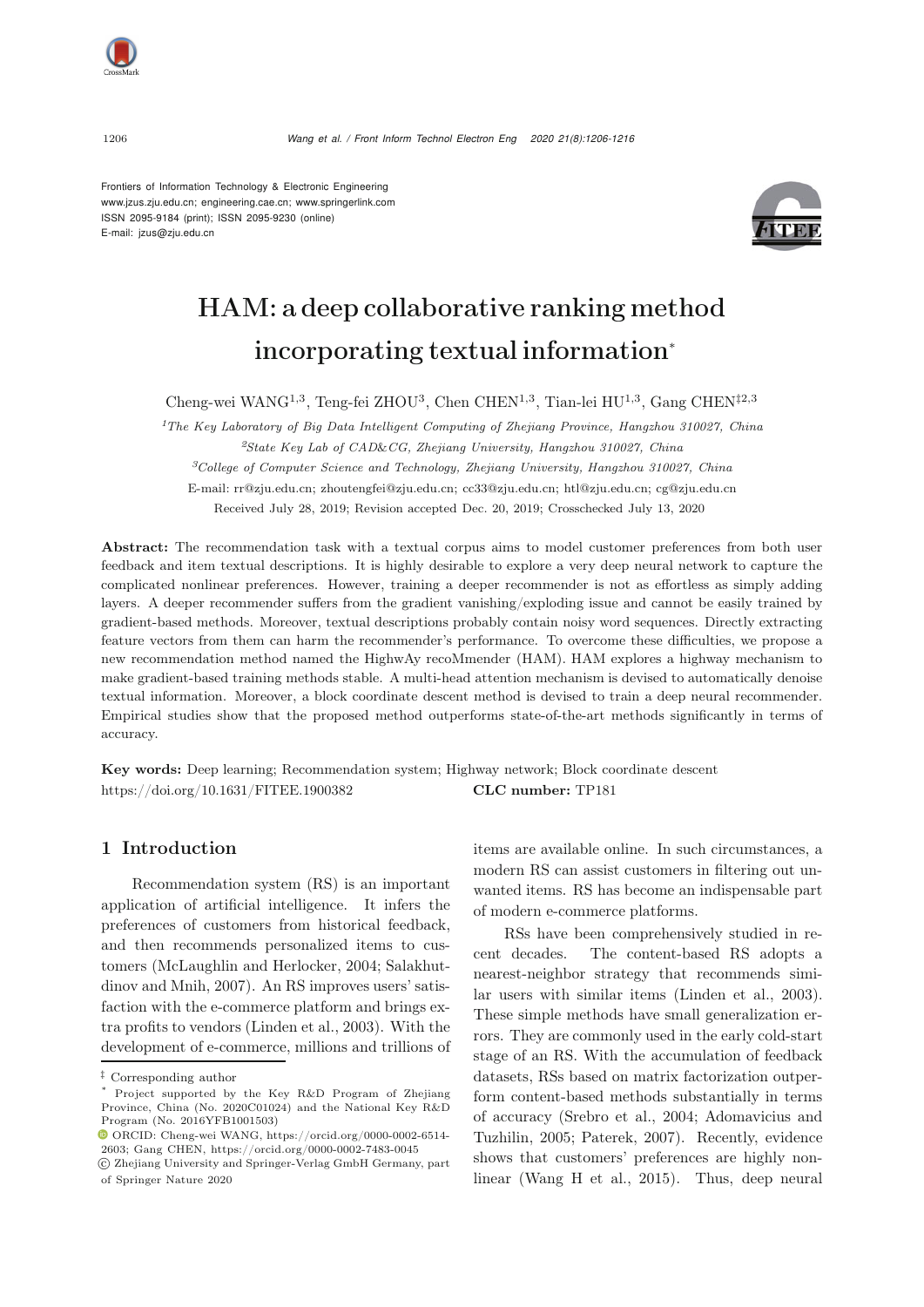Frontiers of Information Technology & Electronic Engineering
www.jzus.zju.edu.cn; engineering.cae.cn; www.springerlink.com
ISSN 2095-9184 (print); ISSN 2095-9230 (online)
E-mail: jzus@zju.edu.cn

# HAM: a deep collaborative ranking method incorporating textual information*

Cheng-wei WANG[1,3], Teng-fei ZHOU[3], Chen CHEN[1,3], Tian-lei HU[1,3], Gang CHEN[‡2,3]

[1]*The Key Laboratory of Big Data Intelligent Computing of Zhejiang Province, Hangzhou 310027, China*

[2]*State Key Lab of CAD&CG, Zhejiang University, Hangzhou 310027, China*

[3]*College of Computer Science and Technology, Zhejiang University, Hangzhou 310027, China*

E-mail: rr@zju.edu.cn; zhoutengfei@zju.edu.cn; cc33@zju.edu.cn; htl@zju.edu.cn; cg@zju.edu.cn

Received July 28, 2019; Revision accepted Dec. 20, 2019; Crosschecked July 13, 2020

**Abstract:** The recommendation task with a textual corpus aims to model customer preferences from both user feedback and item textual descriptions. It is highly desirable to explore a very deep neural network to capture the complicated nonlinear preferences. However, training a deeper recommender is not as effortless as simply adding layers. A deeper recommender suffers from the gradient vanishing/exploding issue and cannot be easily trained by gradient-based methods. Moreover, textual descriptions probably contain noisy word sequences. Directly extracting feature vectors from them can harm the recommender's performance. To overcome these difficulties, we propose a new recommendation method named the HighwAy recoMmender (HAM). HAM explores a highway mechanism to make gradient-based training methods stable. A multi-head attention mechanism is devised to automatically denoise textual information. Moreover, a block coordinate descent method is devised to train a deep neural recommender. Empirical studies show that the proposed method outperforms state-of-the-art methods significantly in terms of accuracy.

**Key words:** Deep learning; Recommendation system; Highway network; Block coordinate descent
https://doi.org/10.1631/FITEE.1900382 **CLC number:** TP181

## 1 Introduction

Recommendation system (RS) is an important application of artificial intelligence. It infers the preferences of customers from historical feedback, and then recommends personalized items to customers (McLaughlin and Herlocker, 2004; Salakhutdinov and Mnih, 2007). An RS improves users' satisfaction with the e-commerce platform and brings extra profits to vendors (Linden et al., 2003). With the development of e-commerce, millions and trillions of items are available online. In such circumstances, a modern RS can assist customers in filtering out unwanted items. RS has become an indispensable part of modern e-commerce platforms.

RSs have been comprehensively studied in recent decades. The content-based RS adopts a nearest-neighbor strategy that recommends similar users with similar items (Linden et al., 2003). These simple methods have small generalization errors. They are commonly used in the early cold-start stage of an RS. With the accumulation of feedback datasets, RSs based on matrix factorization outperform content-based methods substantially in terms of accuracy (Srebro et al., 2004; Adomavicius and Tuzhilin, 2005; Paterek, 2007). Recently, evidence shows that customers' preferences are highly nonlinear (Wang H et al., 2015). Thus, deep neural

‡ Corresponding author

\* Project supported by the Key R&D Program of Zhejiang Province, China (No. 2020C01024) and the National Key R&D Program (No. 2016YFB1001503)

ORCID: Cheng-wei WANG, https://orcid.org/0000-0002-6514-2603; Gang CHEN, https://orcid.org/0000-0002-7483-0045

© Zhejiang University and Springer-Verlag GmbH Germany, part of Springer Nature 2020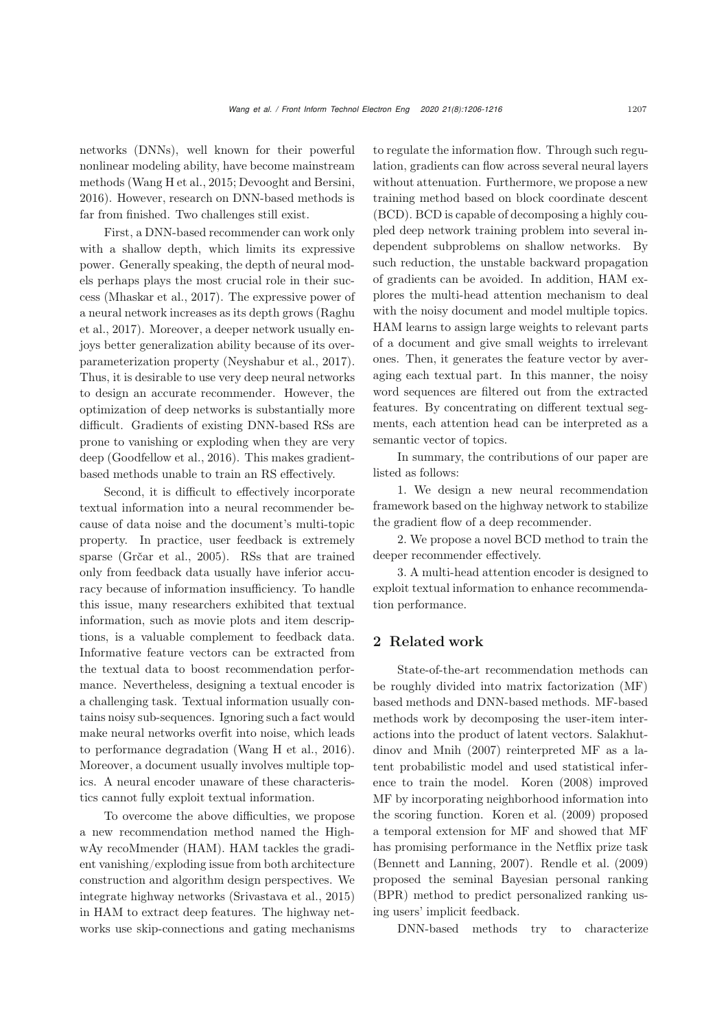networks (DNNs), well known for their powerful nonlinear modeling ability, have become mainstream methods (Wang H et al., 2015; Devooght and Bersini, 2016). However, research on DNN-based methods is far from finished. Two challenges still exist.

First, a DNN-based recommender can work only with a shallow depth, which limits its expressive power. Generally speaking, the depth of neural models perhaps plays the most crucial role in their success (Mhaskar et al., 2017). The expressive power of a neural network increases as its depth grows (Raghu et al., 2017). Moreover, a deeper network usually enjoys better generalization ability because of its over-parameterization property (Neyshabur et al., 2017). Thus, it is desirable to use very deep neural networks to design an accurate recommender. However, the optimization of deep networks is substantially more difficult. Gradients of existing DNN-based RSs are prone to vanishing or exploding when they are very deep (Goodfellow et al., 2016). This makes gradient-based methods unable to train an RS effectively.

Second, it is difficult to effectively incorporate textual information into a neural recommender because of data noise and the document's multi-topic property. In practice, user feedback is extremely sparse (Grčar et al., 2005). RSs that are trained only from feedback data usually have inferior accuracy because of information insufficiency. To handle this issue, many researchers exhibited that textual information, such as movie plots and item descriptions, is a valuable complement to feedback data. Informative feature vectors can be extracted from the textual data to boost recommendation performance. Nevertheless, designing a textual encoder is a challenging task. Textual information usually contains noisy sub-sequences. Ignoring such a fact would make neural networks overfit into noise, which leads to performance degradation (Wang H et al., 2016). Moreover, a document usually involves multiple topics. A neural encoder unaware of these characteristics cannot fully exploit textual information.

To overcome the above difficulties, we propose a new recommendation method named the HighwAy recoMmender (HAM). HAM tackles the gradient vanishing/exploding issue from both architecture construction and algorithm design perspectives. We integrate highway networks (Srivastava et al., 2015) in HAM to extract deep features. The highway networks use skip-connections and gating mechanisms to regulate the information flow. Through such regulation, gradients can flow across several neural layers without attenuation. Furthermore, we propose a new training method based on block coordinate descent (BCD). BCD is capable of decomposing a highly coupled deep network training problem into several independent subproblems on shallow networks. By such reduction, the unstable backward propagation of gradients can be avoided. In addition, HAM explores the multi-head attention mechanism to deal with the noisy document and model multiple topics. HAM learns to assign large weights to relevant parts of a document and give small weights to irrelevant ones. Then, it generates the feature vector by averaging each textual part. In this manner, the noisy word sequences are filtered out from the extracted features. By concentrating on different textual segments, each attention head can be interpreted as a semantic vector of topics.

In summary, the contributions of our paper are listed as follows:

1. We design a new neural recommendation framework based on the highway network to stabilize the gradient flow of a deep recommender.

2. We propose a novel BCD method to train the deeper recommender effectively.

3. A multi-head attention encoder is designed to exploit textual information to enhance recommendation performance.

## 2 Related work

State-of-the-art recommendation methods can be roughly divided into matrix factorization (MF) based methods and DNN-based methods. MF-based methods work by decomposing the user-item interactions into the product of latent vectors. Salakhutdinov and Mnih (2007) reinterpreted MF as a latent probabilistic model and used statistical inference to train the model. Koren (2008) improved MF by incorporating neighborhood information into the scoring function. Koren et al. (2009) proposed a temporal extension for MF and showed that MF has promising performance in the Netflix prize task (Bennett and Lanning, 2007). Rendle et al. (2009) proposed the seminal Bayesian personal ranking (BPR) method to predict personalized ranking using users' implicit feedback.

DNN-based methods try to characterize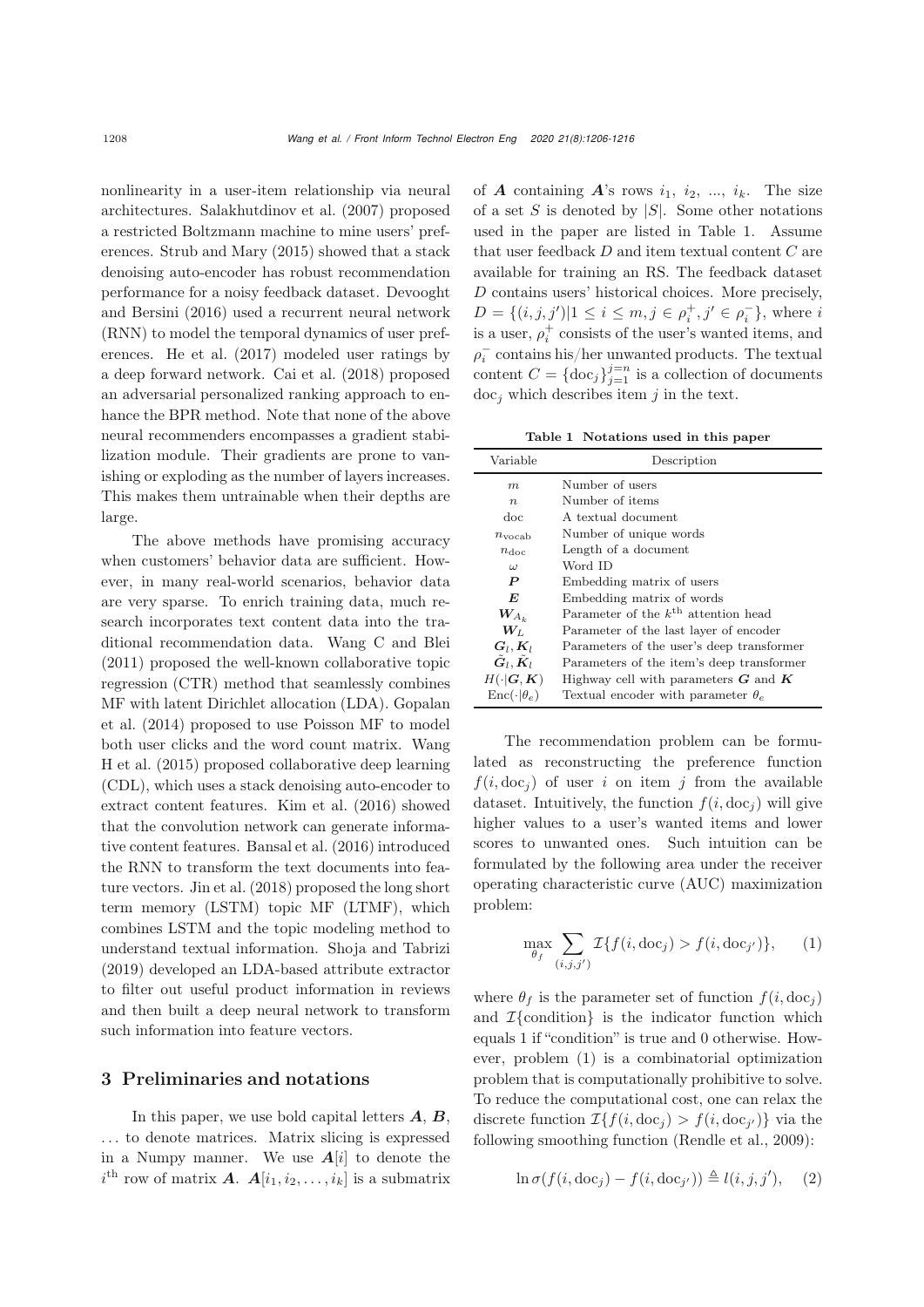nonlinearity in a user-item relationship via neural architectures. Salakhutdinov et al. (2007) proposed a restricted Boltzmann machine to mine users' preferences. Strub and Mary (2015) showed that a stack denoising auto-encoder has robust recommendation performance for a noisy feedback dataset. Devooght and Bersini (2016) used a recurrent neural network (RNN) to model the temporal dynamics of user preferences. He et al. (2017) modeled user ratings by a deep forward network. Cai et al. (2018) proposed an adversarial personalized ranking approach to enhance the BPR method. Note that none of the above neural recommenders encompasses a gradient stabilization module. Their gradients are prone to vanishing or exploding as the number of layers increases. This makes them untrainable when their depths are large.

The above methods have promising accuracy when customers' behavior data are sufficient. However, in many real-world scenarios, behavior data are very sparse. To enrich training data, much research incorporates text content data into the traditional recommendation data. Wang C and Blei (2011) proposed the well-known collaborative topic regression (CTR) method that seamlessly combines MF with latent Dirichlet allocation (LDA). Gopalan et al. (2014) proposed to use Poisson MF to model both user clicks and the word count matrix. Wang H et al. (2015) proposed collaborative deep learning (CDL), which uses a stack denoising auto-encoder to extract content features. Kim et al. (2016) showed that the convolution network can generate informative content features. Bansal et al. (2016) introduced the RNN to transform the text documents into feature vectors. Jin et al. (2018) proposed the long short term memory (LSTM) topic MF (LTMF), which combines LSTM and the topic modeling method to understand textual information. Shoja and Tabrizi (2019) developed an LDA-based attribute extractor to filter out useful product information in reviews and then built a deep neural network to transform such information into feature vectors.

## 3 Preliminaries and notations

In this paper, we use bold capital letters $\boldsymbol{A}$, $\boldsymbol{B}$, ... to denote matrices. Matrix slicing is expressed in a Numpy manner. We use $\boldsymbol{A}[i]$ to denote the $i^{\text{th}}$ row of matrix $\boldsymbol{A}$. $\boldsymbol{A}[i_1, i_2, \ldots, i_k]$ is a submatrix of $\boldsymbol{A}$ containing $\boldsymbol{A}$'s rows $i_1$, $i_2$, ..., $i_k$. The size of a set $S$ is denoted by $|S|$. Some other notations used in the paper are listed in Table 1. Assume that user feedback $D$ and item textual content $C$ are available for training an RS. The feedback dataset $D$ contains users' historical choices. More precisely, $D = \{(i, j, j')|1 \le i \le m, j \in \rho_i^+, j' \in \rho_i^-\}$, where $i$ is a user, $\rho_i^+$ consists of the user's wanted items, and $\rho_i^-$ contains his/her unwanted products. The textual content $C = \{\text{doc}_j\}_{j=1}^{j=n}$ is a collection of documents $\text{doc}_j$ which describes item $j$ in the text.

**Table 1 Notations used in this paper**

| Variable | Description |
|---|---|
| $m$ | Number of users |
| $n$ | Number of items |
| doc | A textual document |
| $n_{\text{vocab}}$ | Number of unique words |
| $n_{\text{doc}}$ | Length of a document |
| $\omega$ | Word ID |
| $\boldsymbol{P}$ | Embedding matrix of users |
| $\boldsymbol{E}$ | Embedding matrix of words |
| $\boldsymbol{W}_{A_k}$ | Parameter of the $k^{\text{th}}$ attention head |
| $\boldsymbol{W}_L$ | Parameter of the last layer of encoder |
| $\boldsymbol{G}_l, \boldsymbol{K}_l$ | Parameters of the user's deep transformer |
| $\tilde{\boldsymbol{G}}_l, \tilde{\boldsymbol{K}}_l$ | Parameters of the item's deep transformer |
| $H(\cdot\vert\boldsymbol{G}, \boldsymbol{K})$ | Highway cell with parameters $\boldsymbol{G}$ and $\boldsymbol{K}$ |
| $\text{Enc}(\cdot\vert\theta_e)$ | Textual encoder with parameter $\theta_e$ |

The recommendation problem can be formulated as reconstructing the preference function $f(i, \text{doc}_j)$ of user $i$ on item $j$ from the available dataset. Intuitively, the function $f(i, \text{doc}_j)$ will give higher values to a user's wanted items and lower scores to unwanted ones. Such intuition can be formulated by the following area under the receiver operating characteristic curve (AUC) maximization problem:

$$\max_{\theta_f} \sum_{(i,j,j')} \mathcal{I}\{f(i, \text{doc}_j) > f(i, \text{doc}_{j'})\}, \tag{1}$$

where $\theta_f$ is the parameter set of function $f(i, \text{doc}_j)$ and $\mathcal{I}\{\text{condition}\}$ is the indicator function which equals 1 if "condition" is true and 0 otherwise. However, problem (1) is a combinatorial optimization problem that is computationally prohibitive to solve. To reduce the computational cost, one can relax the discrete function $\mathcal{I}\{f(i, \text{doc}_j) > f(i, \text{doc}_{j'})\}$ via the following smoothing function (Rendle et al., 2009):

$$\ln \sigma(f(i, \text{doc}_j) - f(i, \text{doc}_{j'})) \triangleq l(i, j, j'), \tag{2}$$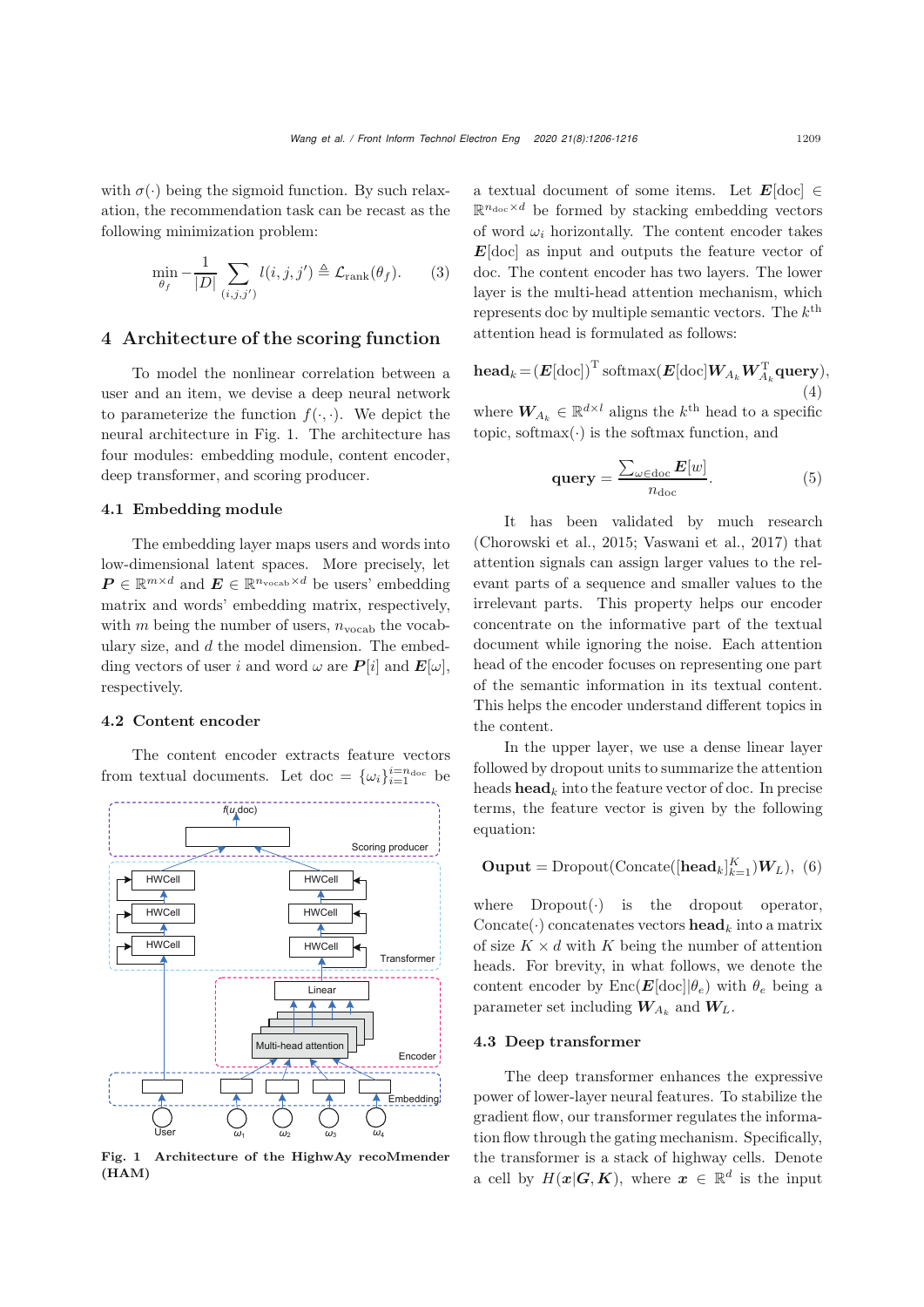with $\sigma(\cdot)$ being the sigmoid function. By such relaxation, the recommendation task can be recast as the following minimization problem:

$$\min_{\theta_f} -\frac{1}{|D|} \sum_{(i,j,j')} l(i,j,j') \triangleq \mathcal{L}_{\text{rank}}(\theta_f). \quad (3)$$

## 4 Architecture of the scoring function

To model the nonlinear correlation between a user and an item, we devise a deep neural network to parameterize the function $f(\cdot,\cdot)$. We depict the neural architecture in Fig. 1. The architecture has four modules: embedding module, content encoder, deep transformer, and scoring producer.

### 4.1 Embedding module

The embedding layer maps users and words into low-dimensional latent spaces. More precisely, let $\boldsymbol{P} \in \mathbb{R}^{m \times d}$ and $\boldsymbol{E} \in \mathbb{R}^{n_{\text{vocab}} \times d}$ be users' embedding matrix and words' embedding matrix, respectively, with $m$ being the number of users, $n_{\text{vocab}}$ the vocabulary size, and $d$ the model dimension. The embedding vectors of user $i$ and word $\omega$ are $\boldsymbol{P}[i]$ and $\boldsymbol{E}[\omega]$, respectively.

### 4.2 Content encoder

The content encoder extracts feature vectors from textual documents. Let doc $= \{\omega_i\}_{i=1}^{i=n_{\text{doc}}}$ be

**Fig. 1 Architecture of the HighwAy recoMmender (HAM)**

a textual document of some items. Let $\boldsymbol{E}[\text{doc}] \in \mathbb{R}^{n_{\text{doc}} \times d}$ be formed by stacking embedding vectors of word $\omega_i$ horizontally. The content encoder takes $\boldsymbol{E}[\text{doc}]$ as input and outputs the feature vector of doc. The content encoder has two layers. The lower layer is the multi-head attention mechanism, which represents doc by multiple semantic vectors. The $k^{\text{th}}$ attention head is formulated as follows:

$$\textbf{head}_k = (\boldsymbol{E}[\text{doc}])^{\mathrm{T}} \operatorname{softmax}(\boldsymbol{E}[\text{doc}] \boldsymbol{W}_{A_k} \boldsymbol{W}_{A_k}^{\mathrm{T}} \textbf{query}), \quad (4)$$

where $\boldsymbol{W}_{A_k} \in \mathbb{R}^{d \times l}$ aligns the $k^{\text{th}}$ head to a specific topic, softmax$(\cdot)$ is the softmax function, and

$$\textbf{query} = \frac{\sum_{\omega \in \text{doc}} \boldsymbol{E}[w]}{n_{\text{doc}}}. \quad (5)$$

It has been validated by much research (Chorowski et al., 2015; Vaswani et al., 2017) that attention signals can assign larger values to the relevant parts of a sequence and smaller values to the irrelevant parts. This property helps our encoder concentrate on the informative part of the textual document while ignoring the noise. Each attention head of the encoder focuses on representing one part of the semantic information in its textual content. This helps the encoder understand different topics in the content.

In the upper layer, we use a dense linear layer followed by dropout units to summarize the attention heads $\textbf{head}_k$ into the feature vector of doc. In precise terms, the feature vector is given by the following equation:

$$\textbf{Ouput} = \operatorname{Dropout}(\operatorname{Concate}([\textbf{head}_k]_{k=1}^{K}) \boldsymbol{W}_L), \quad (6)$$

where Dropout$(\cdot)$ is the dropout operator, Concate$(\cdot)$ concatenates vectors $\textbf{head}_k$ into a matrix of size $K \times d$ with $K$ being the number of attention heads. For brevity, in what follows, we denote the content encoder by $\operatorname{Enc}(\boldsymbol{E}[\text{doc}]|\theta_e)$ with $\theta_e$ being a parameter set including $\boldsymbol{W}_{A_k}$ and $\boldsymbol{W}_L$.

### 4.3 Deep transformer

The deep transformer enhances the expressive power of lower-layer neural features. To stabilize the gradient flow, our transformer regulates the information flow through the gating mechanism. Specifically, the transformer is a stack of highway cells. Denote a cell by $H(\boldsymbol{x}|\boldsymbol{G}, \boldsymbol{K})$, where $\boldsymbol{x} \in \mathbb{R}^d$ is the input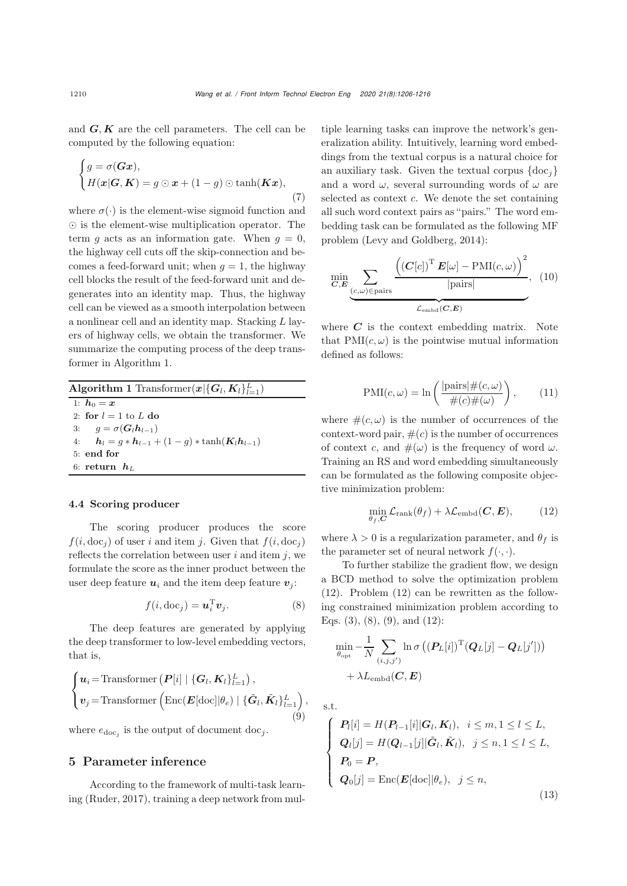and $\boldsymbol{G}, \boldsymbol{K}$ are the cell parameters. The cell can be computed by the following equation:

$$\begin{cases} g = \sigma(\boldsymbol{G}\boldsymbol{x}), \\ H(\boldsymbol{x}|\boldsymbol{G}, \boldsymbol{K}) = g \odot \boldsymbol{x} + (1-g) \odot \tanh(\boldsymbol{K}\boldsymbol{x}), \end{cases} \tag{7}$$

where $\sigma(\cdot)$ is the element-wise sigmoid function and $\odot$ is the element-wise multiplication operator. The term $g$ acts as an information gate. When $g = 0$, the highway cell cuts off the skip-connection and becomes a feed-forward unit; when $g = 1$, the highway cell blocks the result of the feed-forward unit and degenerates into an identity map. Thus, the highway cell can be viewed as a smooth interpolation between a nonlinear cell and an identity map. Stacking $L$ layers of highway cells, we obtain the transformer. We summarize the computing process of the deep transformer in Algorithm 1.

**Algorithm 1** Transformer($\boldsymbol{x}|\{\boldsymbol{G}_l, \boldsymbol{K}_l\}_{l=1}^L$)

```
1: h_0 = x
2: for l = 1 to L do
3:     g = σ(G_l h_{l-1})
4:     h_l = g * h_{l-1} + (1 - g) * tanh(K_l h_{l-1})
5: end for
6: return h_L
```

### 4.4 Scoring producer

The scoring producer produces the score $f(i, \mathrm{doc}_j)$ of user $i$ and item $j$. Given that $f(i, \mathrm{doc}_j)$ reflects the correlation between user $i$ and item $j$, we formulate the score as the inner product between the user deep feature $\boldsymbol{u}_i$ and the item deep feature $\boldsymbol{v}_j$:

$$f(i, \mathrm{doc}_j) = \boldsymbol{u}_i^{\mathrm{T}} \boldsymbol{v}_j. \tag{8}$$

The deep features are generated by applying the deep transformer to low-level embedding vectors, that is,

$$\begin{cases} \boldsymbol{u}_i = \mathrm{Transformer}\left(\boldsymbol{P}[i] \mid \{\boldsymbol{G}_l, \boldsymbol{K}_l\}_{l=1}^L\right), \\ \boldsymbol{v}_j = \mathrm{Transformer}\left(\mathrm{Enc}(\boldsymbol{E}[\mathrm{doc}]|\theta_e) \mid \{\tilde{\boldsymbol{G}}_l, \tilde{\boldsymbol{K}}_l\}_{l=1}^L\right), \end{cases} \tag{9}$$

where $e_{\mathrm{doc}_j}$ is the output of document $\mathrm{doc}_j$.

## 5 Parameter inference

According to the framework of multi-task learning (Ruder, 2017), training a deep network from multiple learning tasks can improve the network's generalization ability. Intuitively, learning word embeddings from the textual corpus is a natural choice for an auxiliary task. Given the textual corpus $\{\mathrm{doc}_j\}$ and a word $\omega$, several surrounding words of $\omega$ are selected as context $c$. We denote the set containing all such word context pairs as "pairs." The word embedding task can be formulated as the following MF problem (Levy and Goldberg, 2014):

$$\min_{\boldsymbol{C}, \boldsymbol{E}} \underbrace{\sum_{(c,\omega) \in \mathrm{pairs}} \frac{\left( (\boldsymbol{C}[c])^{\mathrm{T}} \boldsymbol{E}[\omega] - \mathrm{PMI}(c, \omega) \right)^2}{|\mathrm{pairs}|}}_{\mathcal{L}_{\mathrm{embd}}(\boldsymbol{C}, \boldsymbol{E})}, \tag{10}$$

where $\boldsymbol{C}$ is the context embedding matrix. Note that $\mathrm{PMI}(c, \omega)$ is the pointwise mutual information defined as follows:

$$\mathrm{PMI}(c, \omega) = \ln \left( \frac{|\mathrm{pairs}| \#(c, \omega)}{\#(c)\#(\omega)} \right), \tag{11}$$

where $\#(c, \omega)$ is the number of occurrences of the context-word pair, $\#(c)$ is the number of occurrences of context $c$, and $\#(\omega)$ is the frequency of word $\omega$. Training an RS and word embedding simultaneously can be formulated as the following composite objective minimization problem:

$$\min_{\theta_f, \boldsymbol{C}} \mathcal{L}_{\mathrm{rank}}(\theta_f) + \lambda \mathcal{L}_{\mathrm{embd}}(\boldsymbol{C}, \boldsymbol{E}), \tag{12}$$

where $\lambda > 0$ is a regularization parameter, and $\theta_f$ is the parameter set of neural network $f(\cdot, \cdot)$.

To further stabilize the gradient flow, we design a BCD method to solve the optimization problem (12). Problem (12) can be rewritten as the following constrained minimization problem according to Eqs. (3), (8), (9), and (12):

$$\min_{\theta_{\mathrm{opt}}} -\frac{1}{N} \sum_{(i,j,j')} \ln \sigma \left( (\boldsymbol{P}_L[i])^{\mathrm{T}} (\boldsymbol{Q}_L[j] - \boldsymbol{Q}_L[j']) \right) + \lambda L_{\mathrm{embd}}(\boldsymbol{C}, \boldsymbol{E})$$

s.t.

$$\begin{cases} \boldsymbol{P}_l[i] = H(\boldsymbol{P}_{l-1}[i]|\boldsymbol{G}_l, \boldsymbol{K}_l), & i \le m, 1 \le l \le L, \\ \boldsymbol{Q}_l[j] = H(\boldsymbol{Q}_{l-1}[j]|\tilde{\boldsymbol{G}}_l, \tilde{\boldsymbol{K}}_l), & j \le n, 1 \le l \le L, \\ \boldsymbol{P}_0 = \boldsymbol{P}, & \\ \boldsymbol{Q}_0[j] = \mathrm{Enc}(\boldsymbol{E}[\mathrm{doc}]|\theta_e), & j \le n, \end{cases} \tag{13}$$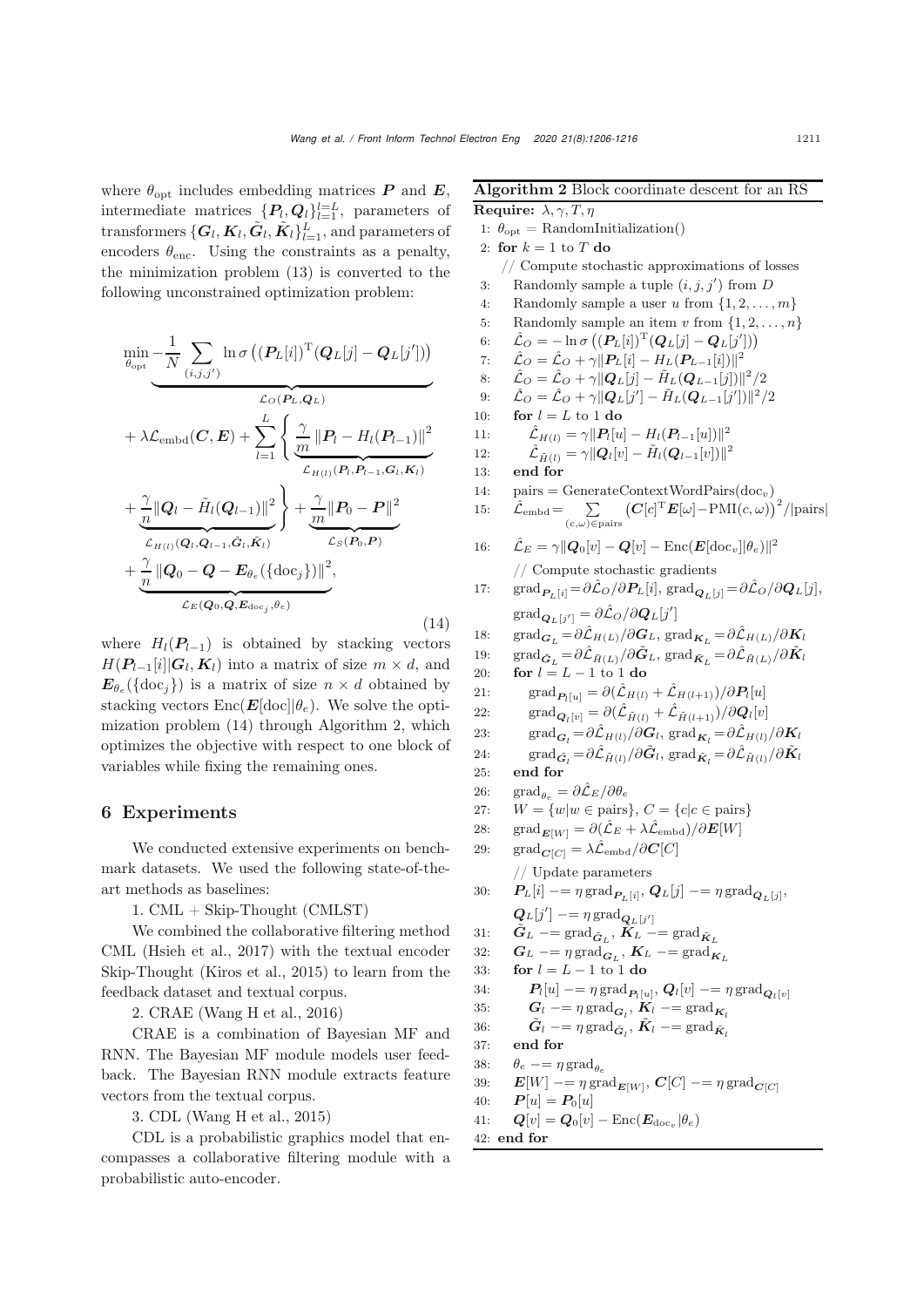where $\theta_{\text{opt}}$ includes embedding matrices $\boldsymbol{P}$ and $\boldsymbol{E}$, intermediate matrices $\{\boldsymbol{P}_l, \boldsymbol{Q}_l\}_{l=1}^{l=L}$, parameters of transformers $\{\boldsymbol{G}_l, \boldsymbol{K}_l, \tilde{\boldsymbol{G}}_l, \tilde{\boldsymbol{K}}_l\}_{l=1}^{L}$, and parameters of encoders $\theta_{\text{enc}}$. Using the constraints as a penalty, the minimization problem (13) is converted to the following unconstrained optimization problem:

$$
\begin{aligned}
\min_{\theta_{\text{opt}}} & \underbrace{-\frac{1}{N}\sum_{(i,j,j')} \ln \sigma\left((\boldsymbol{P}_L[i])^{\mathrm{T}}(\boldsymbol{Q}_L[j]-\boldsymbol{Q}_L[j'])\right)}_{\mathcal{L}_O(\boldsymbol{P}_L,\boldsymbol{Q}_L)} \\
& + \lambda \mathcal{L}_{\text{embd}}(\boldsymbol{C},\boldsymbol{E}) + \sum_{l=1}^{L}\Bigg\{ \underbrace{\frac{\gamma}{m}\left\|\boldsymbol{P}_l - H_l(\boldsymbol{P}_{l-1})\right\|^2}_{\mathcal{L}_{H(l)}(\boldsymbol{P}_l,\boldsymbol{P}_{l-1},\boldsymbol{G}_l,\boldsymbol{K}_l)} \\
& + \underbrace{\frac{\gamma}{n}\|\boldsymbol{Q}_l - \tilde{H}_l(\boldsymbol{Q}_{l-1})\|^2}_{\mathcal{L}_{\tilde{H}(l)}(\boldsymbol{Q}_l,\boldsymbol{Q}_{l-1},\tilde{\boldsymbol{G}}_l,\tilde{\boldsymbol{K}}_l)} \Bigg\} + \underbrace{\frac{\gamma}{m}\|\boldsymbol{P}_0 - \boldsymbol{P}\|^2}_{\mathcal{L}_S(\boldsymbol{P}_0,\boldsymbol{P})} \\
& + \underbrace{\frac{\gamma}{n}\left\|\boldsymbol{Q}_0 - \boldsymbol{Q} - \boldsymbol{E}_{\theta_e}(\{\text{doc}_j\})\right\|^2}_{\mathcal{L}_E(\boldsymbol{Q}_0,\boldsymbol{Q},\boldsymbol{E}_{\text{doc}_j},\theta_e)},
\end{aligned}
\tag{14}
$$

where $H_l(\boldsymbol{P}_{l-1})$ is obtained by stacking vectors $H(\boldsymbol{P}_{l-1}[i]|\boldsymbol{G}_l,\boldsymbol{K}_l)$ into a matrix of size $m \times d$, and $\boldsymbol{E}_{\theta_e}(\{\text{doc}_j\})$ is a matrix of size $n \times d$ obtained by stacking vectors $\text{Enc}(\boldsymbol{E}[\text{doc}]|\theta_e)$. We solve the optimization problem (14) through Algorithm 2, which optimizes the objective with respect to one block of variables while fixing the remaining ones.

## 6 Experiments

We conducted extensive experiments on benchmark datasets. We used the following state-of-the-art methods as baselines:

1. CML + Skip-Thought (CMLST)

We combined the collaborative filtering method CML (Hsieh et al., 2017) with the textual encoder Skip-Thought (Kiros et al., 2015) to learn from the feedback dataset and textual corpus.

2. CRAE (Wang H et al., 2016)

CRAE is a combination of Bayesian MF and RNN. The Bayesian MF module models user feedback. The Bayesian RNN module extracts feature vectors from the textual corpus.

3. CDL (Wang H et al., 2015)

CDL is a probabilistic graphics model that encompasses a collaborative filtering module with a probabilistic auto-encoder.

**Algorithm 2** Block coordinate descent for an RS

**Require:** $\lambda, \gamma, T, \eta$

1: $\theta_{\text{opt}}$ = RandomInitialization()
2: **for** $k = 1$ to $T$ **do**
   // Compute stochastic approximations of losses
3: Randomly sample a tuple $(i, j, j')$ from $D$
4: Randomly sample a user $u$ from $\{1, 2, \ldots, m\}$
5: Randomly sample an item $v$ from $\{1, 2, \ldots, n\}$
6: $\hat{\mathcal{L}}_O = -\ln \sigma\left((\boldsymbol{P}_L[i])^{\mathrm{T}}(\boldsymbol{Q}_L[j]-\boldsymbol{Q}_L[j'])\right)$
7: $\hat{\mathcal{L}}_O = \hat{\mathcal{L}}_O + \gamma\|\boldsymbol{P}_L[i] - H_L(\boldsymbol{P}_{L-1}[i])\|^2$
8: $\hat{\mathcal{L}}_O = \hat{\mathcal{L}}_O + \gamma\|\boldsymbol{Q}_L[j] - \tilde{H}_L(\boldsymbol{Q}_{L-1}[j])\|^2/2$
9: $\hat{\mathcal{L}}_O = \hat{\mathcal{L}}_O + \gamma\|\boldsymbol{Q}_L[j'] - \tilde{H}_L(\boldsymbol{Q}_{L-1}[j'])\|^2/2$
10: **for** $l = L$ to 1 **do**
11: $\hat{\mathcal{L}}_{H(l)} = \gamma\|\boldsymbol{P}_l[u] - H_l(\boldsymbol{P}_{l-1}[u])\|^2$
12: $\hat{\mathcal{L}}_{\tilde{H}(l)} = \gamma\|\boldsymbol{Q}_l[v] - \tilde{H}_l(\boldsymbol{Q}_{l-1}[v])\|^2$
13: **end for**
14: pairs = GenerateContextWordPairs($\text{doc}_v$)
15: $\hat{\mathcal{L}}_{\text{embd}} = \sum_{(c,\omega)\in\text{pairs}} \left(\boldsymbol{C}[c]^{\mathrm{T}}\boldsymbol{E}[\omega] - \text{PMI}(c,\omega)\right)^2/|\text{pairs}|$
16: $\hat{\mathcal{L}}_E = \gamma\|\boldsymbol{Q}_0[v] - \boldsymbol{Q}[v] - \text{Enc}(\boldsymbol{E}[\text{doc}_v]|\theta_e)\|^2$
   // Compute stochastic gradients
17: $\text{grad}_{\boldsymbol{P}_L[i]} = \partial\hat{\mathcal{L}}_O/\partial\boldsymbol{P}_L[i]$, $\text{grad}_{\boldsymbol{Q}_L[j]} = \partial\hat{\mathcal{L}}_O/\partial\boldsymbol{Q}_L[j]$, $\text{grad}_{\boldsymbol{Q}_L[j']} = \partial\hat{\mathcal{L}}_O/\partial\boldsymbol{Q}_L[j']$
18: $\text{grad}_{\boldsymbol{G}_L} = \partial\hat{\mathcal{L}}_{H(L)}/\partial\boldsymbol{G}_L$, $\text{grad}_{\boldsymbol{K}_L} = \partial\hat{\mathcal{L}}_{H(L)}/\partial\boldsymbol{K}_l$
19: $\text{grad}_{\tilde{\boldsymbol{G}}_L} = \partial\hat{\mathcal{L}}_{\tilde{H}(L)}/\partial\tilde{\boldsymbol{G}}_L$, $\text{grad}_{\tilde{\boldsymbol{K}}_L} = \partial\hat{\mathcal{L}}_{\tilde{H}(L)}/\partial\tilde{\boldsymbol{K}}_l$
20: **for** $l = L-1$ to 1 **do**
21: $\text{grad}_{\boldsymbol{P}_l[u]} = \partial(\hat{\mathcal{L}}_{H(l)} + \hat{\mathcal{L}}_{H(l+1)})/\partial\boldsymbol{P}_l[u]$
22: $\text{grad}_{\boldsymbol{Q}_l[v]} = \partial(\hat{\mathcal{L}}_{\tilde{H}(l)} + \hat{\mathcal{L}}_{\tilde{H}(l+1)})/\partial\boldsymbol{Q}_l[v]$
23: $\text{grad}_{\boldsymbol{G}_l} = \partial\hat{\mathcal{L}}_{H(l)}/\partial\boldsymbol{G}_l$, $\text{grad}_{\boldsymbol{K}_l} = \partial\hat{\mathcal{L}}_{H(l)}/\partial\boldsymbol{K}_l$
24: $\text{grad}_{\tilde{\boldsymbol{G}}_l} = \partial\hat{\mathcal{L}}_{\tilde{H}(l)}/\partial\tilde{\boldsymbol{G}}_l$, $\text{grad}_{\tilde{\boldsymbol{K}}_l} = \partial\hat{\mathcal{L}}_{\tilde{H}(l)}/\partial\tilde{\boldsymbol{K}}_l$
25: **end for**
26: $\text{grad}_{\theta_e} = \partial\hat{\mathcal{L}}_E/\partial\theta_e$
27: $W = \{w|w \in \text{pairs}\}$, $C = \{c|c \in \text{pairs}\}$
28: $\text{grad}_{\boldsymbol{E}[W]} = \partial(\hat{\mathcal{L}}_E + \lambda\hat{\mathcal{L}}_{\text{embd}})/\partial\boldsymbol{E}[W]$
29: $\text{grad}_{\boldsymbol{C}[C]} = \lambda\hat{\mathcal{L}}_{\text{embd}}/\partial\boldsymbol{C}[C]$
   // Update parameters
30: $\boldsymbol{P}_L[i] \mathrel{-}= \eta\,\text{grad}_{\boldsymbol{P}_L[i]}$, $\boldsymbol{Q}_L[j] \mathrel{-}= \eta\,\text{grad}_{\boldsymbol{Q}_L[j]}$, $\boldsymbol{Q}_L[j'] \mathrel{-}= \eta\,\text{grad}_{\boldsymbol{Q}_L[j']}$
31: $\tilde{\boldsymbol{G}}_L \mathrel{-}= \text{grad}_{\tilde{\boldsymbol{G}}_L}$, $\tilde{\boldsymbol{K}}_L \mathrel{-}= \text{grad}_{\tilde{\boldsymbol{K}}_L}$
32: $\boldsymbol{G}_L \mathrel{-}= \eta\,\text{grad}_{\boldsymbol{G}_L}$, $\boldsymbol{K}_L \mathrel{-}= \text{grad}_{\boldsymbol{K}_L}$
33: **for** $l = L-1$ to 1 **do**
34: $\boldsymbol{P}_l[u] \mathrel{-}= \eta\,\text{grad}_{\boldsymbol{P}_l[u]}$, $\boldsymbol{Q}_l[v] \mathrel{-}= \eta\,\text{grad}_{\boldsymbol{Q}_l[v]}$
35: $\boldsymbol{G}_l \mathrel{-}= \eta\,\text{grad}_{\boldsymbol{G}_l}$, $\boldsymbol{K}_l \mathrel{-}= \text{grad}_{\boldsymbol{K}_l}$
36: $\tilde{\boldsymbol{G}}_l \mathrel{-}= \eta\,\text{grad}_{\tilde{\boldsymbol{G}}_l}$, $\tilde{\boldsymbol{K}}_l \mathrel{-}= \text{grad}_{\tilde{\boldsymbol{K}}_l}$
37: **end for**
38: $\theta_e \mathrel{-}= \eta\,\text{grad}_{\theta_e}$
39: $\boldsymbol{E}[W] \mathrel{-}= \eta\,\text{grad}_{\boldsymbol{E}[W]}$, $\boldsymbol{C}[C] \mathrel{-}= \eta\,\text{grad}_{\boldsymbol{C}[C]}$
40: $\boldsymbol{P}[u] = \boldsymbol{P}_0[u]$
41: $\boldsymbol{Q}[v] = \boldsymbol{Q}_0[v] - \text{Enc}(\boldsymbol{E}_{\text{doc}_v}|\theta_e)$
42: **end for**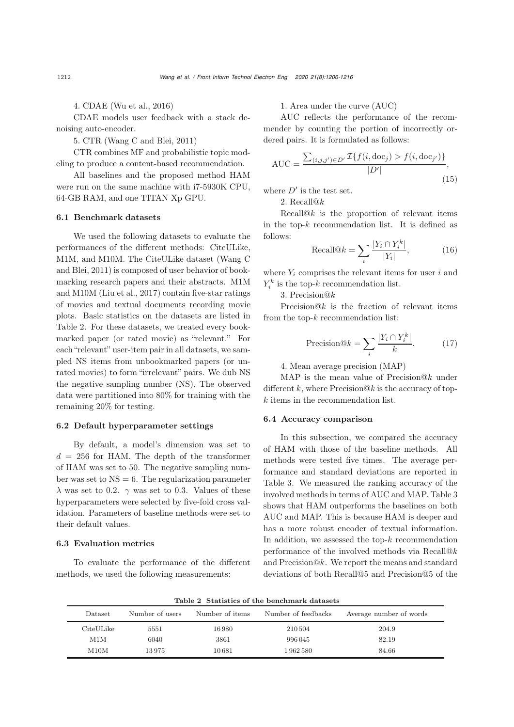4. CDAE (Wu et al., 2016)

CDAE models user feedback with a stack denoising auto-encoder.

5. CTR (Wang C and Blei, 2011)

CTR combines MF and probabilistic topic modeling to produce a content-based recommendation.

All baselines and the proposed method HAM were run on the same machine with i7-5930K CPU, 64-GB RAM, and one TITAN Xp GPU.

### 6.1 Benchmark datasets

We used the following datasets to evaluate the performances of the different methods: CiteULike, M1M, and M10M. The CiteULike dataset (Wang C and Blei, 2011) is composed of user behavior of bookmarking research papers and their abstracts. M1M and M10M (Liu et al., 2017) contain five-star ratings of movies and textual documents recording movie plots. Basic statistics on the datasets are listed in Table 2. For these datasets, we treated every bookmarked paper (or rated movie) as "relevant." For each "relevant" user-item pair in all datasets, we sampled NS items from unbookmarked papers (or unrated movies) to form "irrelevant" pairs. We dub NS the negative sampling number (NS). The observed data were partitioned into 80% for training with the remaining 20% for testing.

### 6.2 Default hyperparameter settings

By default, a model's dimension was set to $d = 256$ for HAM. The depth of the transformer of HAM was set to 50. The negative sampling number was set to $\mathrm{NS} = 6$. The regularization parameter $\lambda$ was set to 0.2. $\gamma$ was set to 0.3. Values of these hyperparameters were selected by five-fold cross validation. Parameters of baseline methods were set to their default values.

### 6.3 Evaluation metrics

To evaluate the performance of the different methods, we used the following measurements:

1. Area under the curve (AUC)

AUC reflects the performance of the recommender by counting the portion of incorrectly ordered pairs. It is formulated as follows:

$$\mathrm{AUC} = \frac{\sum_{(i,j,j') \in D'} \mathcal{I}\{f(i, \mathrm{doc}_j) > f(i, \mathrm{doc}_{j'})\}}{|D'|}, \tag{15}$$

where $D'$ is the test set.

2. Recall@$k$

Recall@$k$ is the proportion of relevant items in the top-$k$ recommendation list. It is defined as follows:

$$\mathrm{Recall@}k = \sum_i \frac{|Y_i \cap Y_i^k|}{|Y_i|}, \tag{16}$$

where $Y_i$ comprises the relevant items for user $i$ and $Y_i^k$ is the top-$k$ recommendation list.

3. Precision@$k$

Precision@$k$ is the fraction of relevant items from the top-$k$ recommendation list:

$$\mathrm{Precision@}k = \sum_i \frac{|Y_i \cap Y_i^k|}{k}. \tag{17}$$

4. Mean average precision (MAP)

MAP is the mean value of Precision@$k$ under different $k$, where Precision@$k$ is the accuracy of top-$k$ items in the recommendation list.

### 6.4 Accuracy comparison

In this subsection, we compared the accuracy of HAM with those of the baseline methods. All methods were tested five times. The average performance and standard deviations are reported in Table 3. We measured the ranking accuracy of the involved methods in terms of AUC and MAP. Table 3 shows that HAM outperforms the baselines on both AUC and MAP. This is because HAM is deeper and has a more robust encoder of textual information. In addition, we assessed the top-$k$ recommendation performance of the involved methods via Recall@$k$ and Precision@$k$. We report the means and standard deviations of both Recall@5 and Precision@5 of the

**Table 2 Statistics of the benchmark datasets**

| Dataset | Number of users | Number of items | Number of feedbacks | Average number of words |
|---|---|---|---|---|
| CiteULike | 5551 | 16 980 | 210 504 | 204.9 |
| M1M | 6040 | 3861 | 996 045 | 82.19 |
| M10M | 13 975 | 10 681 | 1 962 580 | 84.66 |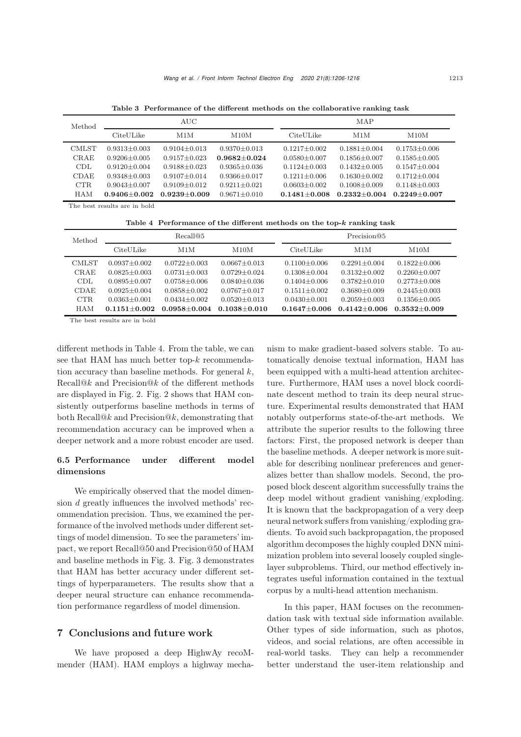**Table 3 Performance of the different methods on the collaborative ranking task**

| Method | AUC | | | MAP | | |
|---|---|---|---|---|---|---|
| | CiteULike | M1M | M10M | CiteULike | M1M | M10M |
| CMLST | 0.9313±0.003 | 0.9104±0.013 | 0.9370±0.013 | 0.1217±0.002 | 0.1881±0.004 | 0.1753±0.006 |
| CRAE | 0.9206±0.005 | 0.9157±0.023 | **0.9682±0.024** | 0.0580±0.007 | 0.1856±0.007 | 0.1585±0.005 |
| CDL | 0.9120±0.004 | 0.9188±0.023 | 0.9365±0.036 | 0.1124±0.003 | 0.1432±0.005 | 0.1547±0.004 |
| CDAE | 0.9348±0.003 | 0.9107±0.014 | 0.9366±0.017 | 0.1211±0.006 | 0.1630±0.002 | 0.1712±0.004 |
| CTR | 0.9043±0.007 | 0.9109±0.012 | 0.9211±0.021 | 0.0603±0.002 | 0.1008±0.009 | 0.1148±0.003 |
| HAM | **0.9406±0.002** | **0.9239±0.009** | 0.9671±0.010 | **0.1481±0.008** | **0.2332±0.004** | **0.2249±0.007** |

The best results are in bold

**Table 4 Performance of the different methods on the top-$k$ ranking task**

| Method | Recall@5 | | | Precision@5 | | |
|---|---|---|---|---|---|---|
| | CiteULike | M1M | M10M | CiteULike | M1M | M10M |
| CMLST | 0.0937±0.002 | 0.0722±0.003 | 0.0667±0.013 | 0.1100±0.006 | 0.2291±0.004 | 0.1822±0.006 |
| CRAE | 0.0825±0.003 | 0.0731±0.003 | 0.0729±0.024 | 0.1308±0.004 | 0.3132±0.002 | 0.2260±0.007 |
| CDL | 0.0895±0.007 | 0.0758±0.006 | 0.0840±0.036 | 0.1404±0.006 | 0.3782±0.010 | 0.2773±0.008 |
| CDAE | 0.0925±0.004 | 0.0858±0.002 | 0.0767±0.017 | 0.1511±0.002 | 0.3680±0.009 | 0.2445±0.003 |
| CTR | 0.0363±0.001 | 0.0434±0.002 | 0.0520±0.013 | 0.0430±0.001 | 0.2059±0.003 | 0.1356±0.005 |
| HAM | **0.1151±0.002** | **0.0958±0.004** | **0.1038±0.010** | **0.1647±0.006** | **0.4142±0.006** | **0.3532±0.009** |

The best results are in bold

different methods in Table 4. From the table, we can see that HAM has much better top-$k$ recommendation accuracy than baseline methods. For general $k$, Recall@$k$ and Precision@$k$ of the different methods are displayed in Fig. 2. Fig. 2 shows that HAM consistently outperforms baseline methods in terms of both Recall@$k$ and Precision@$k$, demonstrating that recommendation accuracy can be improved when a deeper network and a more robust encoder are used.

### 6.5 Performance under different model dimensions

We empirically observed that the model dimension $d$ greatly influences the involved methods' recommendation precision. Thus, we examined the performance of the involved methods under different settings of model dimension. To see the parameters' impact, we report Recall@50 and Precision@50 of HAM and baseline methods in Fig. 3. Fig. 3 demonstrates that HAM has better accuracy under different settings of hyperparameters. The results show that a deeper neural structure can enhance recommendation performance regardless of model dimension.

## 7 Conclusions and future work

We have proposed a deep HighwAy recoMmender (HAM). HAM employs a highway mechanism to make gradient-based solvers stable. To automatically denoise textual information, HAM has been equipped with a multi-head attention architecture. Furthermore, HAM uses a novel block coordinate descent method to train its deep neural structure. Experimental results demonstrated that HAM notably outperforms state-of-the-art methods. We attribute the superior results to the following three factors: First, the proposed network is deeper than the baseline methods. A deeper network is more suitable for describing nonlinear preferences and generalizes better than shallow models. Second, the proposed block descent algorithm successfully trains the deep model without gradient vanishing/exploding. It is known that the backpropagation of a very deep neural network suffers from vanishing/exploding gradients. To avoid such backpropagation, the proposed algorithm decomposes the highly coupled DNN minimization problem into several loosely coupled single-layer subproblems. Third, our method effectively integrates useful information contained in the textual corpus by a multi-head attention mechanism.

In this paper, HAM focuses on the recommendation task with textual side information available. Other types of side information, such as photos, videos, and social relations, are often accessible in real-world tasks. They can help a recommender better understand the user-item relationship and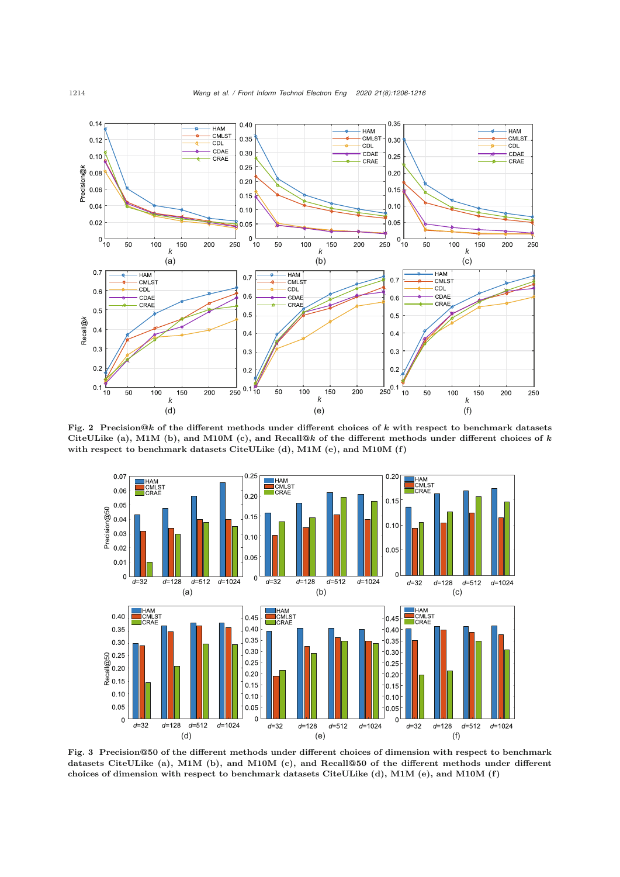**Fig. 2 Precision@$k$ of the different methods under different choices of $k$ with respect to benchmark datasets CiteULike (a), M1M (b), and M10M (c), and Recall@$k$ of the different methods under different choices of $k$ with respect to benchmark datasets CiteULike (d), M1M (e), and M10M (f)**

**Fig. 3 Precision@50 of the different methods under different choices of dimension with respect to benchmark datasets CiteULike (a), M1M (b), and M10M (c), and Recall@50 of the different methods under different choices of dimension with respect to benchmark datasets CiteULike (d), M1M (e), and M10M (f)**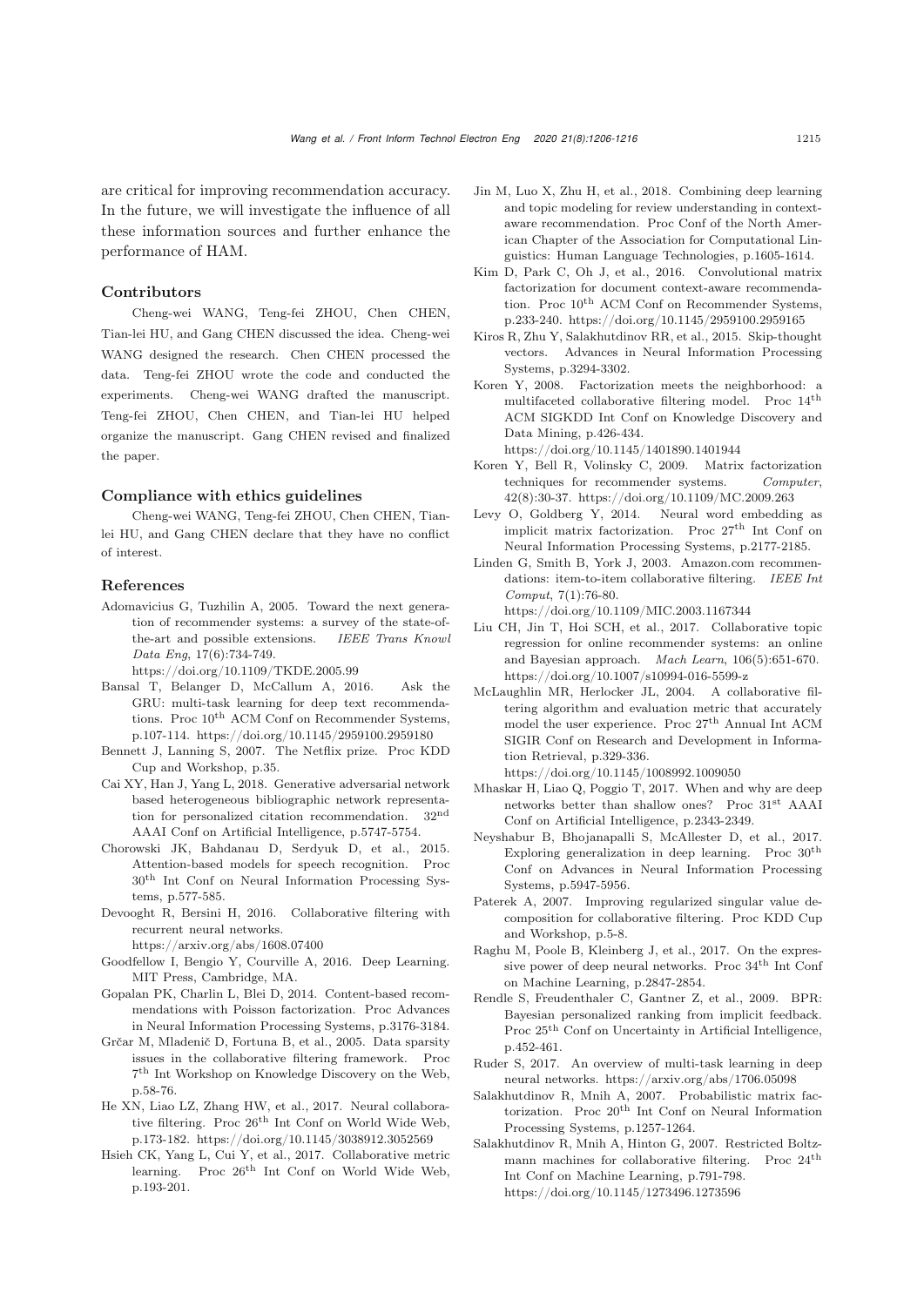are critical for improving recommendation accuracy. In the future, we will investigate the influence of all these information sources and further enhance the performance of HAM.

## Contributors

Cheng-wei WANG, Teng-fei ZHOU, Chen CHEN, Tian-lei HU, and Gang CHEN discussed the idea. Cheng-wei WANG designed the research. Chen CHEN processed the data. Teng-fei ZHOU wrote the code and conducted the experiments. Cheng-wei WANG drafted the manuscript. Teng-fei ZHOU, Chen CHEN, and Tian-lei HU helped organize the manuscript. Gang CHEN revised and finalized the paper.

## Compliance with ethics guidelines

Cheng-wei WANG, Teng-fei ZHOU, Chen CHEN, Tian-lei HU, and Gang CHEN declare that they have no conflict of interest.

## References

Adomavicius G, Tuzhilin A, 2005. Toward the next generation of recommender systems: a survey of the state-of-the-art and possible extensions. *IEEE Trans Knowl Data Eng*, 17(6):734-749. https://doi.org/10.1109/TKDE.2005.99

Bansal T, Belanger D, McCallum A, 2016. Ask the GRU: multi-task learning for deep text recommendations. Proc 10th ACM Conf on Recommender Systems, p.107-114. https://doi.org/10.1145/2959100.2959180

Bennett J, Lanning S, 2007. The Netflix prize. Proc KDD Cup and Workshop, p.35.

Cai XY, Han J, Yang L, 2018. Generative adversarial network based heterogeneous bibliographic network representation for personalized citation recommendation. 32nd AAAI Conf on Artificial Intelligence, p.5747-5754.

Chorowski JK, Bahdanau D, Serdyuk D, et al., 2015. Attention-based models for speech recognition. Proc 30th Int Conf on Neural Information Processing Systems, p.577-585.

Devooght R, Bersini H, 2016. Collaborative filtering with recurrent neural networks. https://arxiv.org/abs/1608.07400

Goodfellow I, Bengio Y, Courville A, 2016. Deep Learning. MIT Press, Cambridge, MA.

Gopalan PK, Charlin L, Blei D, 2014. Content-based recommendations with Poisson factorization. Proc Advances in Neural Information Processing Systems, p.3176-3184.

Grčar M, Mladenič D, Fortuna B, et al., 2005. Data sparsity issues in the collaborative filtering framework. Proc 7th Int Workshop on Knowledge Discovery on the Web, p.58-76.

He XN, Liao LZ, Zhang HW, et al., 2017. Neural collaborative filtering. Proc 26th Int Conf on World Wide Web, p.173-182. https://doi.org/10.1145/3038912.3052569

Hsieh CK, Yang L, Cui Y, et al., 2017. Collaborative metric learning. Proc 26th Int Conf on World Wide Web, p.193-201.

Jin M, Luo X, Zhu H, et al., 2018. Combining deep learning and topic modeling for review understanding in context-aware recommendation. Proc Conf of the North American Chapter of the Association for Computational Linguistics: Human Language Technologies, p.1605-1614.

Kim D, Park C, Oh J, et al., 2016. Convolutional matrix factorization for document context-aware recommendation. Proc 10th ACM Conf on Recommender Systems, p.233-240. https://doi.org/10.1145/2959100.2959165

Kiros R, Zhu Y, Salakhutdinov RR, et al., 2015. Skip-thought vectors. Advances in Neural Information Processing Systems, p.3294-3302.

Koren Y, 2008. Factorization meets the neighborhood: a multifaceted collaborative filtering model. Proc 14th ACM SIGKDD Int Conf on Knowledge Discovery and Data Mining, p.426-434. https://doi.org/10.1145/1401890.1401944

Koren Y, Bell R, Volinsky C, 2009. Matrix factorization techniques for recommender systems. *Computer*, 42(8):30-37. https://doi.org/10.1109/MC.2009.263

Levy O, Goldberg Y, 2014. Neural word embedding as implicit matrix factorization. Proc 27th Int Conf on Neural Information Processing Systems, p.2177-2185.

Linden G, Smith B, York J, 2003. Amazon.com recommendations: item-to-item collaborative filtering. *IEEE Int Comput*, 7(1):76-80. https://doi.org/10.1109/MIC.2003.1167344

Liu CH, Jin T, Hoi SCH, et al., 2017. Collaborative topic regression for online recommender systems: an online and Bayesian approach. *Mach Learn*, 106(5):651-670. https://doi.org/10.1007/s10994-016-5599-z

McLaughlin MR, Herlocker JL, 2004. A collaborative filtering algorithm and evaluation metric that accurately model the user experience. Proc 27th Annual Int ACM SIGIR Conf on Research and Development in Information Retrieval, p.329-336. https://doi.org/10.1145/1008992.1009050

Mhaskar H, Liao Q, Poggio T, 2017. When and why are deep networks better than shallow ones? Proc 31st AAAI Conf on Artificial Intelligence, p.2343-2349.

Neyshabur B, Bhojanapalli S, McAllester D, et al., 2017. Exploring generalization in deep learning. Proc 30th Conf on Advances in Neural Information Processing Systems, p.5947-5956.

Paterek A, 2007. Improving regularized singular value decomposition for collaborative filtering. Proc KDD Cup and Workshop, p.5-8.

Raghu M, Poole B, Kleinberg J, et al., 2017. On the expressive power of deep neural networks. Proc 34th Int Conf on Machine Learning, p.2847-2854.

Rendle S, Freudenthaler C, Gantner Z, et al., 2009. BPR: Bayesian personalized ranking from implicit feedback. Proc 25th Conf on Uncertainty in Artificial Intelligence, p.452-461.

Ruder S, 2017. An overview of multi-task learning in deep neural networks. https://arxiv.org/abs/1706.05098

Salakhutdinov R, Mnih A, 2007. Probabilistic matrix factorization. Proc 20th Int Conf on Neural Information Processing Systems, p.1257-1264.

Salakhutdinov R, Mnih A, Hinton G, 2007. Restricted Boltzmann machines for collaborative filtering. Proc 24th Int Conf on Machine Learning, p.791-798. https://doi.org/10.1145/1273496.1273596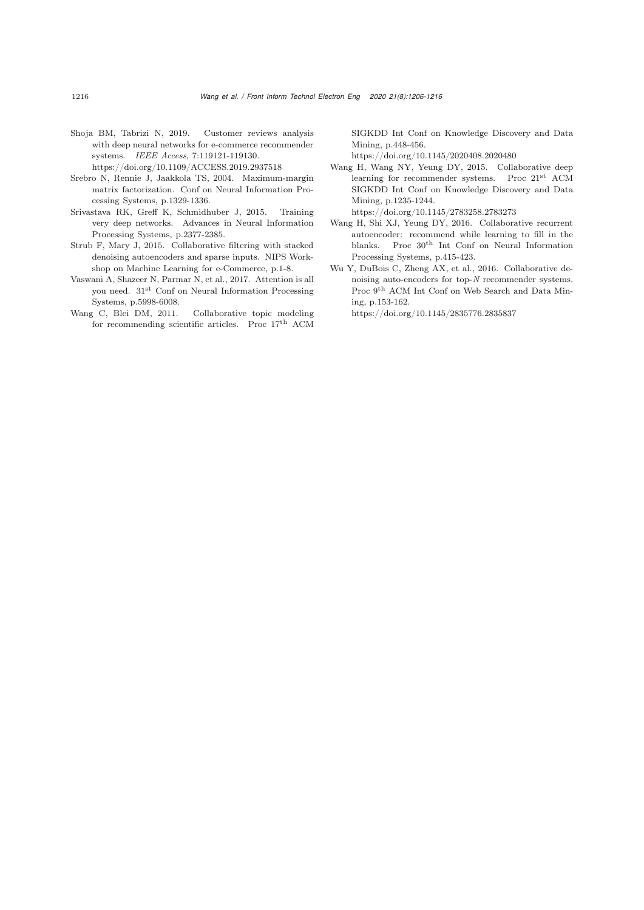Shoja BM, Tabrizi N, 2019. Customer reviews analysis with deep neural networks for e-commerce recommender systems. *IEEE Access*, 7:119121-119130. https://doi.org/10.1109/ACCESS.2019.2937518

Srebro N, Rennie J, Jaakkola TS, 2004. Maximum-margin matrix factorization. Conf on Neural Information Processing Systems, p.1329-1336.

Srivastava RK, Greff K, Schmidhuber J, 2015. Training very deep networks. Advances in Neural Information Processing Systems, p.2377-2385.

Strub F, Mary J, 2015. Collaborative filtering with stacked denoising autoencoders and sparse inputs. NIPS Workshop on Machine Learning for e-Commerce, p.1-8.

Vaswani A, Shazeer N, Parmar N, et al., 2017. Attention is all you need. 31st Conf on Neural Information Processing Systems, p.5998-6008.

Wang C, Blei DM, 2011. Collaborative topic modeling for recommending scientific articles. Proc 17th ACM SIGKDD Int Conf on Knowledge Discovery and Data Mining, p.448-456. https://doi.org/10.1145/2020408.2020480

Wang H, Wang NY, Yeung DY, 2015. Collaborative deep learning for recommender systems. Proc 21st ACM SIGKDD Int Conf on Knowledge Discovery and Data Mining, p.1235-1244. https://doi.org/10.1145/2783258.2783273

Wang H, Shi XJ, Yeung DY, 2016. Collaborative recurrent autoencoder: recommend while learning to fill in the blanks. Proc 30th Int Conf on Neural Information Processing Systems, p.415-423.

Wu Y, DuBois C, Zheng AX, et al., 2016. Collaborative denoising auto-encoders for top-$N$ recommender systems. Proc 9th ACM Int Conf on Web Search and Data Mining, p.153-162. https://doi.org/10.1145/2835776.2835837